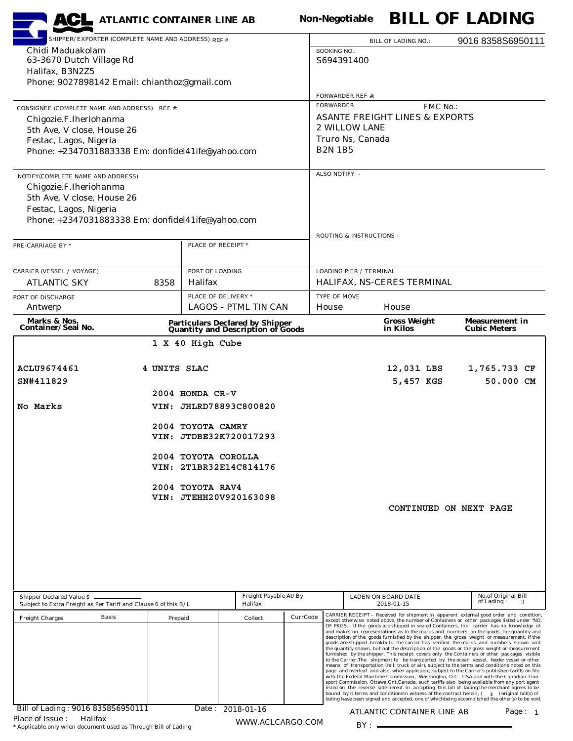# ACL ATLANTIC CONTAINER LINE AB

**Non-Negotiable** **BILL OF LADING**

| | |
|---|---|
| SHIPPER/EXPORTER (COMPLETE NAME AND ADDRESS) REF #:<br>Chidi Maduakolam<br>63-3670 Dutch Village Rd<br>Halifax, B3N2Z5<br>Phone: 9027898142 Email: chianthoz@gmail.com | BILL OF LADING NO.: 9016 8358S6950111<br>BOOKING NO.:<br>S694391400<br><br>FORWARDER REF #: |
| CONSIGNEE (COMPLETE NAME AND ADDRESS) REF #:<br>Chigozie.F.Iheriohanma<br>5th Ave, V close, House 26<br>Festac, Lagos, Nigeria<br>Phone: +2347031883338 Em: donfidel41ife@yahoo.com | FORWARDER FMC No.:<br>ASANTE FREIGHT LINES & EXPORTS<br>2 WILLOW LANE<br>Truro Ns, Canada<br>B2N 1B5 |
| NOTIFY(COMPLETE NAME AND ADDRESS)<br>Chigozie.F.Iheriohanma<br>5th Ave, V close, House 26<br>Festac, Lagos, Nigeria<br>Phone: +2347031883338 Em: donfidel41ife@yahoo.com | ALSO NOTIFY -<br><br>ROUTING & INSTRUCTIONS - |

| PRE-CARRIAGE BY * | PLACE OF RECEIPT * | |
|---|---|---|
| CARRIER (VESSEL / VOYAGE)<br>ATLANTIC SKY 8358 | PORT OF LOADING<br>Halifax | LOADING PIER / TERMINAL<br>HALIFAX, NS-CERES TERMINAL |
| PORT OF DISCHARGE<br>Antwerp | PLACE OF DELIVERY *<br>LAGOS - PTML TIN CAN | TYPE OF MOVE<br>House House |

| Marks & Nos. Container/Seal No. | Particulars Declared by Shipper Quantity and Description of Goods | Gross Weight in Kilos | Measurement in Cubic Meters |
|---|---|---|---|
| | 1 X 40 High Cube | | |
| ACLU9674461 | 4 UNITS SLAC | 12,031 LBS | 1,765.733 CF |
| SN#411829 | | 5,457 KGS | 50.000 CM |
| | 2004 HONDA CR-V | | |
| No Marks | VIN: JHLRD78893C800820 | | |
| | 2004 TOYOTA CAMRY<br>VIN: JTDBE32K720017293 | | |
| | 2004 TOYOTA COROLLA<br>VIN: 2T1BR32E14C814176 | | |
| | 2004 TOYOTA RAV4<br>VIN: JTEHH20V920163098 | | |
| | | CONTINUED ON NEXT PAGE | |

| Shipper Declared Value $ ______ Subject to Extra Freight as Per Tariff and Clause 6 of this B/L | Freight Payable At/By<br>Halifax | LADEN ON BOARD DATE<br>2018-01-15 | No.of Original Bill of Lading: 3 |
|---|---|---|---|

| Freight Charges | Basis | Prepaid | Collect | CurrCode |
|---|---|---|---|---|
| | | | | |

CARRIER RECEIPT - Received for shipment in apparent external good order and condition, except otherwise noted above, the number of Containers or other packages listed under "NO. OF PKGS.". If the goods are shipped in sealed Containers, the carrier has no knowledge of and makes no representations as to the marks and numbers on the goods, the quantity and description of the goods furnished by the shipper, the gross weight or measurement. If the goods are shipped breakbulk, the carrier has verified the marks and numbers shown and the quantity shown, but not the description of the goods or the gross weight or measurement furnished by the shipper. This receipt covers only the Containers or other packages visible to the Carrier.The shipment to be transported by the ocean vessel, feeder vessel or other means of transportation (rail, truck or air), subject to the terms and conditions noted on this page and overleaf and also, when applicable, subject to the Carrier's published tariffs on file with the Federal Maritime Commission, Washington, D.C. USA and with the Canadian Transport Commission, Ottawa,Ont.Canada, such tariffs also being available from any port agent listed on the reverse side hereof. In accepting this bill of lading the merchant agrees to be bound by it terms and conditionsIn witness of the contract herein, ( 3 ) original bill(s) of lading have been signed and accepted, one of whichbeing accomplished the other(s) to be void.

Bill of Lading : 9016 8358S6950111 Date : 2018-01-16

Place of Issue : Halifax

WWW.ACLCARGO.COM

ATLANTIC CONTAINER LINE AB

BY : ______________________

* Applicable only when document used as Through Bill of Lading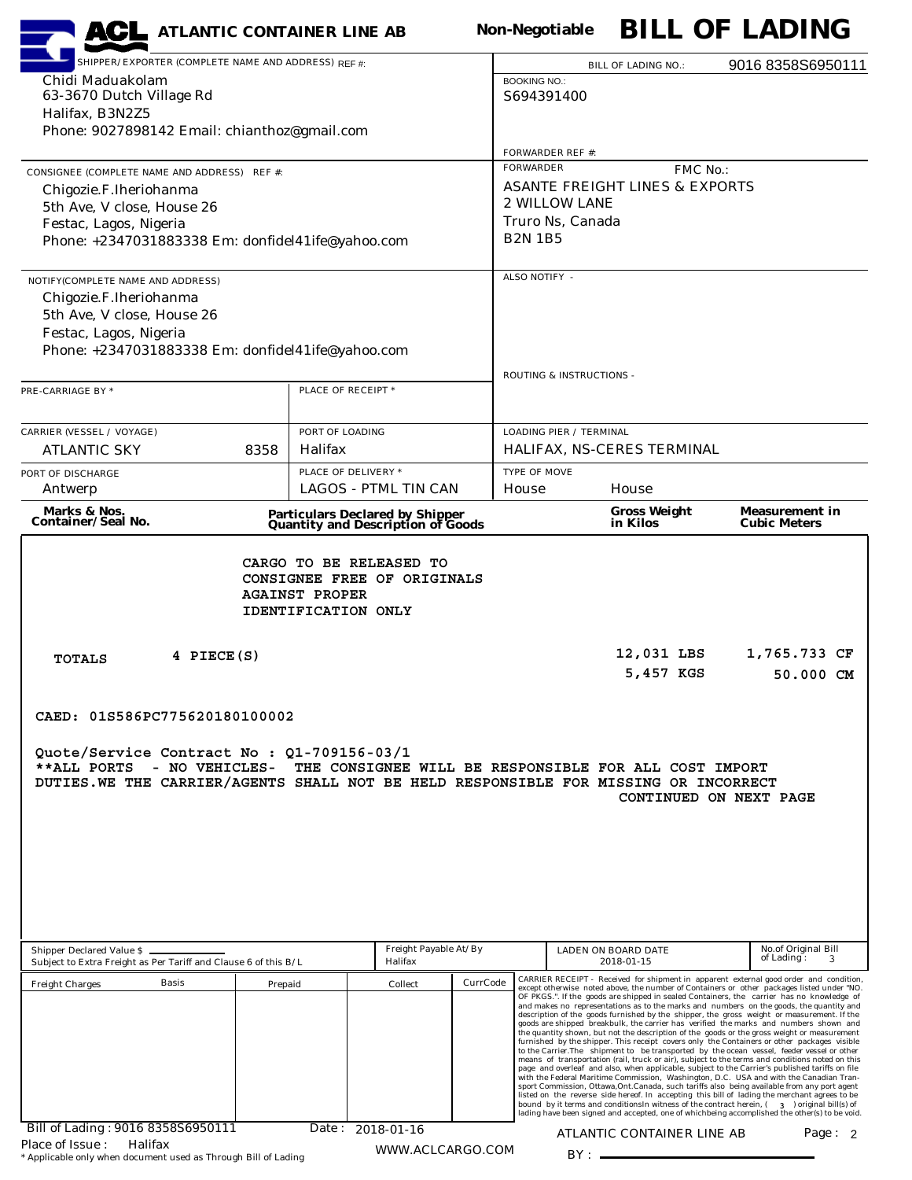# ACL ATLANTIC CONTAINER LINE AB

**Non-Negotiable BILL OF LADING**

| SHIPPER/EXPORTER (COMPLETE NAME AND ADDRESS) REF #: | BILL OF LADING NO.: 9016 8358S6950111 |
|---|---|
| Chidi Maduakolam<br>63-3670 Dutch Village Rd<br>Halifax, B3N2Z5<br>Phone: 9027898142 Email: chianthoz@gmail.com | BOOKING NO.:<br>S694391400<br><br>FORWARDER REF #: |
| CONSIGNEE (COMPLETE NAME AND ADDRESS) REF #: | FORWARDER FMC No.: |
| Chigozie.F.Iheriohanma<br>5th Ave, V close, House 26<br>Festac, Lagos, Nigeria<br>Phone: +2347031883338 Em: donfidel41ife@yahoo.com | ASANTE FREIGHT LINES & EXPORTS<br>2 WILLOW LANE<br>Truro Ns, Canada<br>B2N 1B5 |
| NOTIFY(COMPLETE NAME AND ADDRESS) | ALSO NOTIFY - |
| Chigozie.F.Iheriohanma<br>5th Ave, V close, House 26<br>Festac, Lagos, Nigeria<br>Phone: +2347031883338 Em: donfidel41ife@yahoo.com | ROUTING & INSTRUCTIONS - |

| PRE-CARRIAGE BY * | PLACE OF RECEIPT * | |
|---|---|---|
| | | |
| **CARRIER (VESSEL / VOYAGE)** | **PORT OF LOADING** | **LOADING PIER / TERMINAL** |
| ATLANTIC SKY 8358 | Halifax | HALIFAX, NS-CERES TERMINAL |
| **PORT OF DISCHARGE** | **PLACE OF DELIVERY *** | **TYPE OF MOVE** |
| Antwerp | LAGOS - PTML TIN CAN | House House |

| Marks & Nos. Container/Seal No. | Particulars Declared by Shipper Quantity and Description of Goods | Gross Weight in Kilos | Measurement in Cubic Meters |
|---|---|---|---|
| | CARGO TO BE RELEASED TO CONSIGNEE FREE OF ORIGINALS AGAINST PROPER IDENTIFICATION ONLY | | |
| TOTALS | 4 PIECE(S) | 12,031 LBS<br>5,457 KGS | 1,765.733 CF<br>50.000 CM |

CAED: 01S586PC775620180100002

Quote/Service Contract No : Q1-709156-03/1
**ALL PORTS - NO VEHICLES- THE CONSIGNEE WILL BE RESPONSIBLE FOR ALL COST IMPORT DUTIES.WE THE CARRIER/AGENTS SHALL NOT BE HELD RESPONSIBLE FOR MISSING OR INCORRECT

CONTINUED ON NEXT PAGE

| Shipper Declared Value $ ______ Subject to Extra Freight as Per Tariff and Clause 6 of this B/L | Freight Payable At/By Halifax | LADEN ON BOARD DATE 2018-01-15 | No.of Original Bill of Lading: 3 |
|---|---|---|---|

| Freight Charges | Basis | Prepaid | Collect | CurrCode |
|---|---|---|---|---|
| | | | | |

CARRIER RECEIPT - Received for shipment in apparent external good order and condition, except otherwise noted above, the number of Containers or other packages listed under "NO. OF PKGS.". If the goods are shipped in sealed Containers, the carrier has no knowledge of and makes no representations as to the marks and numbers on the goods, the quantity and description of the goods furnished by the shipper, the gross weight or measurement. If the goods are shipped breakbulk, the carrier has verified the marks and numbers shown and the quantity shown, but not the description of the goods or the gross weight or measurement furnished by the shipper. This receipt covers only the Containers or other packages visible to the Carrier.The shipment to be transported by the ocean vessel, feeder vessel or other means of transportation (rail, truck or air), subject to the terms and conditions noted on this page and overleaf and also, when applicable, subject to the Carrier's published tariffs on file with the Federal Maritime Commission, Washington, D.C. USA and with the Canadian Transport Commission, Ottawa,Ont.Canada, such tariffs also being available from any port agent listed on the reverse side hereof. In accepting this bill of lading the merchant agrees to be bound by it terms and conditionsIn witness of the contract herein, ( 3 ) original bill(s) of lading have been signed and accepted, one of whichbeing accomplished the other(s) to be void.

Bill of Lading : 9016 8358S6950111 Date : 2018-01-16
Place of Issue : Halifax

ATLANTIC CONTAINER LINE AB

BY : ______

WWW.ACLCARGO.COM

* Applicable only when document used as Through Bill of Lading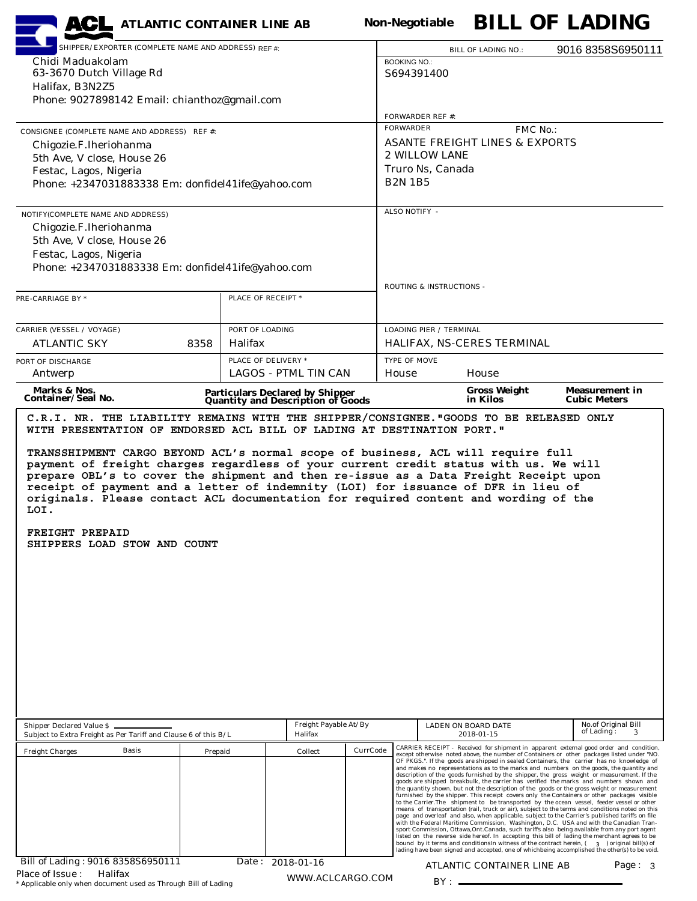# ACL ATLANTIC CONTAINER LINE AB

**Non-Negotiable BILL OF LADING**

| | |
|---|---|
| SHIPPER/EXPORTER (COMPLETE NAME AND ADDRESS) REF #:<br>Chidi Maduakolam<br>63-3670 Dutch Village Rd<br>Halifax, B3N2Z5<br>Phone: 9027898142 Email: chianthoz@gmail.com | BILL OF LADING NO.: 9016 8358S6950111<br>BOOKING NO.:<br>S694391400<br>FORWARDER REF #: |
| CONSIGNEE (COMPLETE NAME AND ADDRESS) REF #:<br>Chigozie.F.Iheriohanma<br>5th Ave, V close, House 26<br>Festac, Lagos, Nigeria<br>Phone: +2347031883338 Em: donfidel41ife@yahoo.com | FORWARDER FMC No.:<br>ASANTE FREIGHT LINES & EXPORTS<br>2 WILLOW LANE<br>Truro Ns, Canada<br>B2N 1B5 |
| NOTIFY(COMPLETE NAME AND ADDRESS)<br>Chigozie.F.Iheriohanma<br>5th Ave, V close, House 26<br>Festac, Lagos, Nigeria<br>Phone: +2347031883338 Em: donfidel41ife@yahoo.com | ALSO NOTIFY -<br>ROUTING & INSTRUCTIONS - |

| PRE-CARRIAGE BY * | PLACE OF RECEIPT * | |
|---|---|---|
| CARRIER (VESSEL / VOYAGE): ATLANTIC SKY 8358 | PORT OF LOADING: Halifax | LOADING PIER / TERMINAL: HALIFAX, NS-CERES TERMINAL |
| PORT OF DISCHARGE: Antwerp | PLACE OF DELIVERY *: LAGOS - PTML TIN CAN | TYPE OF MOVE: House House |

| Marks & Nos. Container/Seal No. | Particulars Declared by Shipper Quantity and Description of Goods | Gross Weight in Kilos | Measurement in Cubic Meters |
|---|---|---|---|

C.R.I. NR. THE LIABILITY REMAINS WITH THE SHIPPER/CONSIGNEE."GOODS TO BE RELEASED ONLY WITH PRESENTATION OF ENDORSED ACL BILL OF LADING AT DESTINATION PORT."

TRANSSHIPMENT CARGO BEYOND ACL's normal scope of business, ACL will require full payment of freight charges regardless of your current credit status with us. We will prepare OBL's to cover the shipment and then re-issue as a Data Freight Receipt upon receipt of payment and a letter of indemnity (LOI) for issuance of DFR in lieu of originals. Please contact ACL documentation for required content and wording of the LOI.

FREIGHT PREPAID
SHIPPERS LOAD STOW AND COUNT

| Shipper Declared Value $ ________ Subject to Extra Freight as Per Tariff and Clause 6 of this B/L | Freight Payable At/By: Halifax | LADEN ON BOARD DATE: 2018-01-15 | No.of Original Bill of Lading: 3 |
|---|---|---|---|

| Freight Charges | Basis | Prepaid | Collect | CurrCode |
|---|---|---|---|---|
| | | | | |

CARRIER RECEIPT - Received for shipment in apparent external good order and condition, except otherwise noted above, the number of Containers or other packages listed under "NO. OF PKGS.". If the goods are shipped in sealed Containers, the carrier has no knowledge of and makes no representations as to the marks and numbers on the goods, the quantity and description of the goods furnished by the shipper, the gross weight or measurement. If the goods are shipped breakbulk, the carrier has verified the marks and numbers shown and the quantity shown, but not the description of the goods or the gross weight or measurement furnished by the shipper. This receipt covers only the Containers or other packages visible to the Carrier.The shipment to be transported by the ocean vessel, feeder vessel or other means of transportation (rail, truck or air), subject to the terms and conditions noted on this page and overleaf and also, when applicable, subject to the Carrier's published tariffs on file with the Federal Maritime Commission, Washington, D.C. USA and with the Canadian Transport Commission, Ottawa,Ont.Canada, such tariffs also being available from any port agent listed on the reverse side hereof. In accepting this bill of lading the merchant agrees to be bound by it terms and conditionsIn witness of the contract herein, ( 3 ) original bill(s) of lading have been signed and accepted, one of whichbeing accomplished the other(s) to be void.

Bill of Lading : 9016 8358S6950111 Date : 2018-01-16

Place of Issue : Halifax

ATLANTIC CONTAINER LINE AB

BY : ____________________

WWW.ACLCARGO.COM

* Applicable only when document used as Through Bill of Lading